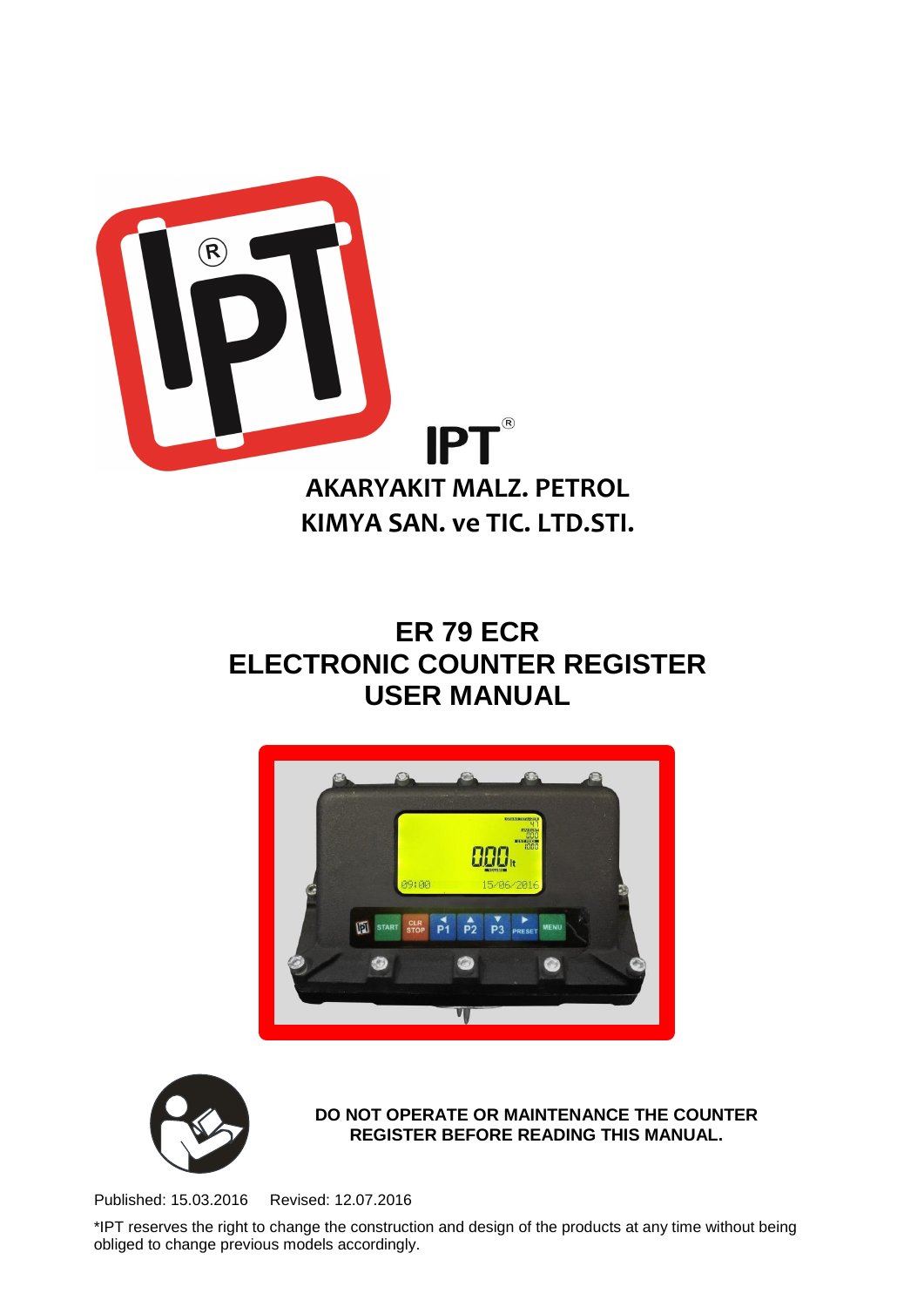IPT®

**AKARYAKIT MALZ. PETROL KIMYA SAN. ve TIC. LTD.STI.**

# ER 79 ECR
# ELECTRONIC COUNTER REGISTER
# USER MANUAL

**DO NOT OPERATE OR MAINTENANCE THE COUNTER REGISTER BEFORE READING THIS MANUAL.**

Published: 15.03.2016   Revised: 12.07.2016

*IPT reserves the right to change the construction and design of the products at any time without being obliged to change previous models accordingly.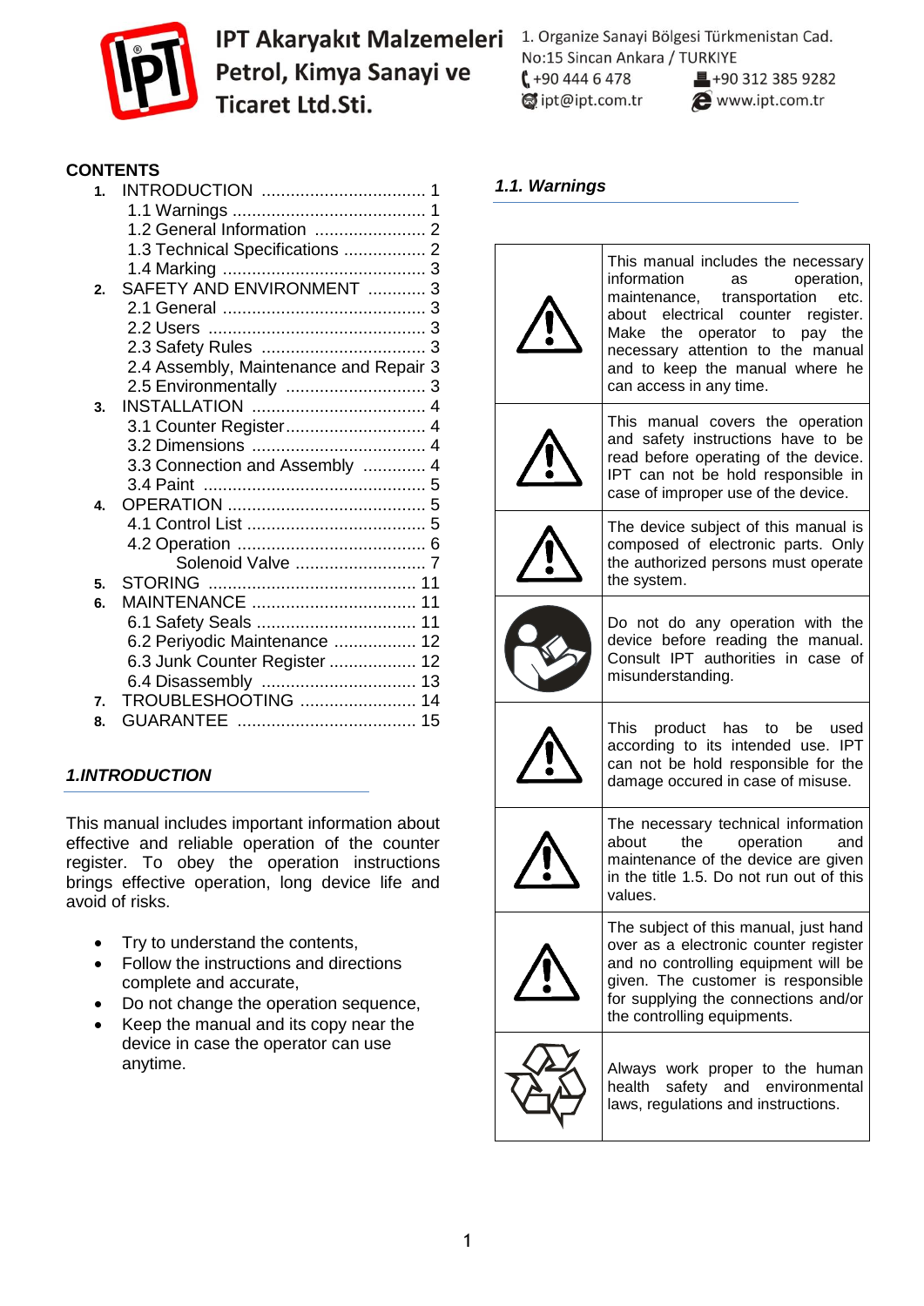**IPT Akaryakıt Malzemeleri Petrol, Kimya Sanayi ve Ticaret Ltd.Sti.**

1. Organize Sanayi Bölgesi Türkmenistan Cad. No:15 Sincan Ankara / TURKIYE
+90 444 6 478 | +90 312 385 9282
ipt@ipt.com.tr | www.ipt.com.tr

## CONTENTS

1. INTRODUCTION .................................. 1
   - 1.1 Warnings ......................................... 1
   - 1.2 General Information ....................... 2
   - 1.3 Technical Specifications ................. 2
   - 1.4 Marking ............................................ 3
2. SAFETY AND ENVIRONMENT ............ 3
   - 2.1 General ............................................ 3
   - 2.2 Users ............................................... 3
   - 2.3 Safety Rules .................................... 3
   - 2.4 Assembly, Maintenance and Repair 3
   - 2.5 Environmentally ............................. 3
3. INSTALLATION .................................... 4
   - 3.1 Counter Register............................. 4
   - 3.2 Dimensions ..................................... 4
   - 3.3 Connection and Assembly ............. 4
   - 3.4 Paint ............................................... 5
4. OPERATION ......................................... 5
   - 4.1 Control List ..................................... 5
   - 4.2 Operation ........................................ 6
     - Solenoid Valve ........................... 7
5. STORING ........................................... 11
6. MAINTENANCE .................................. 11
   - 6.1 Safety Seals ................................. 11
   - 6.2 Periyodic Maintenance ................. 12
   - 6.3 Junk Counter Register .................. 12
   - 6.4 Disassembly ................................ 13
7. TROUBLESHOOTING ........................ 14
8. GUARANTEE ..................................... 15

## *1.INTRODUCTION*

This manual includes important information about effective and reliable operation of the counter register. To obey the operation instructions brings effective operation, long device life and avoid of risks.

- Try to understand the contents,
- Follow the instructions and directions complete and accurate,
- Do not change the operation sequence,
- Keep the manual and its copy near the device in case the operator can use anytime.

### *1.1. Warnings*

| | |
|---|---|
| ⚠ | This manual includes the necessary information as operation, maintenance, transportation etc. about electrical counter register. Make the operator to pay the necessary attention to the manual and to keep the manual where he can access in any time. |
| ⚠ | This manual covers the operation and safety instructions have to be read before operating of the device. IPT can not be hold responsible in case of improper use of the device. |
| ⚠ | The device subject of this manual is composed of electronic parts. Only the authorized persons must operate the system. |
| (read manual) | Do not do any operation with the device before reading the manual. Consult IPT authorities in case of misunderstanding. |
| ⚠ | This product has to be used according to its intended use. IPT can not be hold responsible for the damage occured in case of misuse. |
| ⚠ | The necessary technical information about the operation and maintenance of the device are given in the title 1.5. Do not run out of this values. |
| ⚠ | The subject of this manual, just hand over as a electronic counter register and no controlling equipment will be given. The customer is responsible for supplying the connections and/or the controlling equipments. |
| (recycle) | Always work proper to the human health safety and environmental laws, regulations and instructions. |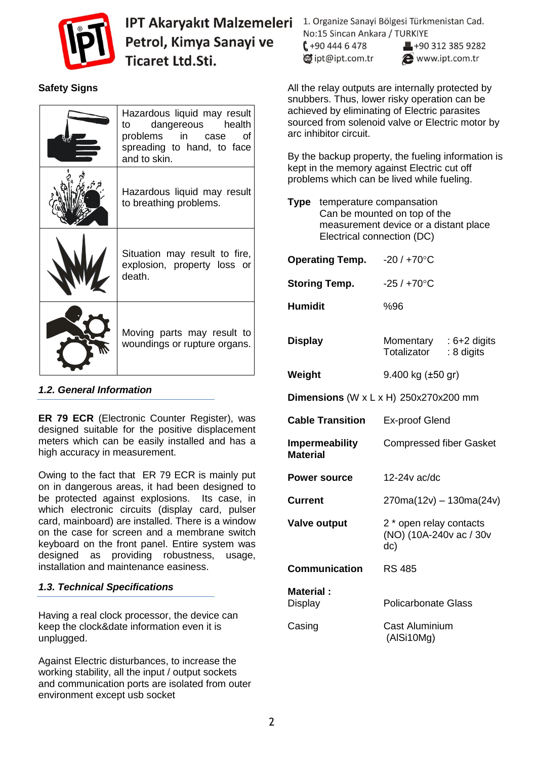**Safety Signs**

| | |
|---|---|
| | Hazardous liquid may result to dangereous health problems in case of spreading to hand, to face and to skin. |
| | Hazardous liquid may result to breathing problems. |
| | Situation may result to fire, explosion, property loss or death. |
| | Moving parts may result to woundings or rupture organs. |

### *1.2. General Information*

**ER 79 ECR** (Electronic Counter Register), was designed suitable for the positive displacement meters which can be easily installed and has a high accuracy in measurement.

Owing to the fact that ER 79 ECR is mainly put on in dangerous areas, it had been designed to be protected against explosions. Its case, in which electronic circuits (display card, pulser card, mainboard) are installed. There is a window on the case for screen and a membrane switch keyboard on the front panel. Entire system was designed as providing robustness, usage, installation and maintenance easiness.

### *1.3. Technical Specifications*

Having a real clock processor, the device can keep the clock&date information even it is unplugged.

Against Electric disturbances, to increase the working stability, all the input / output sockets and communication ports are isolated from outer environment except usb socket

All the relay outputs are internally protected by snubbers. Thus, lower risky operation can be achieved by eliminating of Electric parasites sourced from solenoid valve or Electric motor by arc inhibitor circuit.

By the backup property, the fueling information is kept in the memory against Electric cut off problems which can be lived while fueling.

**Type** temperature compansation
Can be mounted on top of the measurement device or a distant place
Electrical connection (DC)

| | |
|---|---|
| **Operating Temp.** | -20 / +70°C |
| **Storing Temp.** | -25 / +70°C |
| **Humidit** | %96 |
| **Display** | Momentary : 6+2 digits<br>Totalizator : 8 digits |
| **Weight** | 9.400 kg (±50 gr) |
| **Dimensions** (W x L x H) | 250x270x200 mm |
| **Cable Transition** | Ex-proof Glend |
| **Impermeability Material** | Compressed fiber Gasket |
| **Power source** | 12-24v ac/dc |
| **Current** | 270ma(12v) – 130ma(24v) |
| **Valve output** | 2 * open relay contacts (NO) (10A-240v ac / 30v dc) |
| **Communication** | RS 485 |
| **Material :** | |
| Display | Policarbonate Glass |
| Casing | Cast Aluminium (AlSi10Mg) |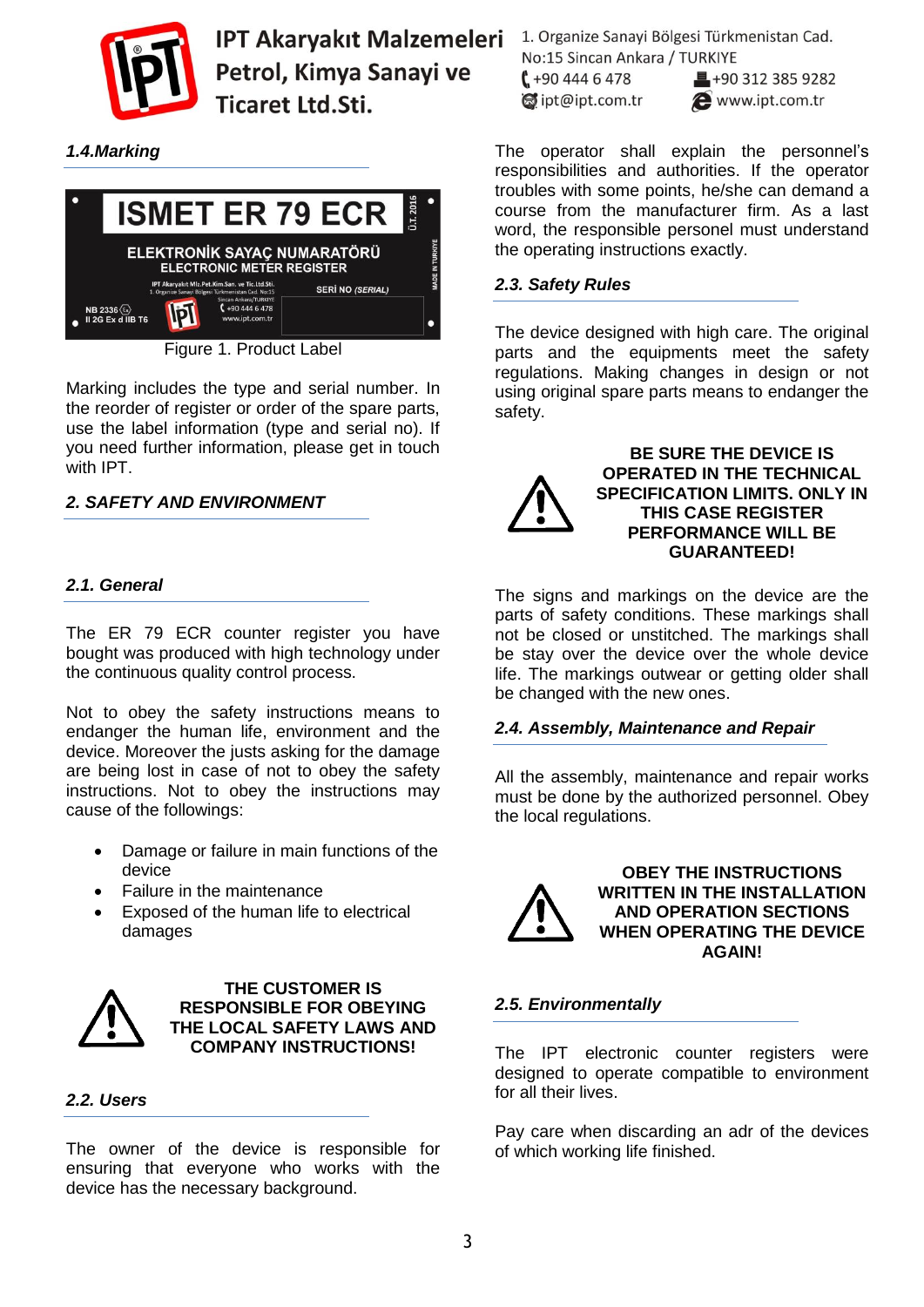### 1.4. Marking

Figure 1. Product Label

Marking includes the type and serial number. In the reorder of register or order of the spare parts, use the label information (type and serial no). If you need further information, please get in touch with IPT.

## 2. SAFETY AND ENVIRONMENT

### 2.1. General

The ER 79 ECR counter register you have bought was produced with high technology under the continuous quality control process.

Not to obey the safety instructions means to endanger the human life, environment and the device. Moreover the justs asking for the damage are being lost in case of not to obey the safety instructions. Not to obey the instructions may cause of the followings:

- Damage or failure in main functions of the device
- Failure in the maintenance
- Exposed of the human life to electrical damages

**THE CUSTOMER IS RESPONSIBLE FOR OBEYING THE LOCAL SAFETY LAWS AND COMPANY INSTRUCTIONS!**

### 2.2. Users

The owner of the device is responsible for ensuring that everyone who works with the device has the necessary background.

The operator shall explain the personnel's responsibilities and authorities. If the operator troubles with some points, he/she can demand a course from the manufacturer firm. As a last word, the responsible personel must understand the operating instructions exactly.

### 2.3. Safety Rules

The device designed with high care. The original parts and the equipments meet the safety regulations. Making changes in design or not using original spare parts means to endanger the safety.

**BE SURE THE DEVICE IS OPERATED IN THE TECHNICAL SPECIFICATION LIMITS. ONLY IN THIS CASE REGISTER PERFORMANCE WILL BE GUARANTEED!**

The signs and markings on the device are the parts of safety conditions. These markings shall not be closed or unstitched. The markings shall be stay over the device over the whole device life. The markings outwear or getting older shall be changed with the new ones.

### 2.4. Assembly, Maintenance and Repair

All the assembly, maintenance and repair works must be done by the authorized personnel. Obey the local regulations.

**OBEY THE INSTRUCTIONS WRITTEN IN THE INSTALLATION AND OPERATION SECTIONS WHEN OPERATING THE DEVICE AGAIN!**

### 2.5. Environmentally

The IPT electronic counter registers were designed to operate compatible to environment for all their lives.

Pay care when discarding an adr of the devices of which working life finished.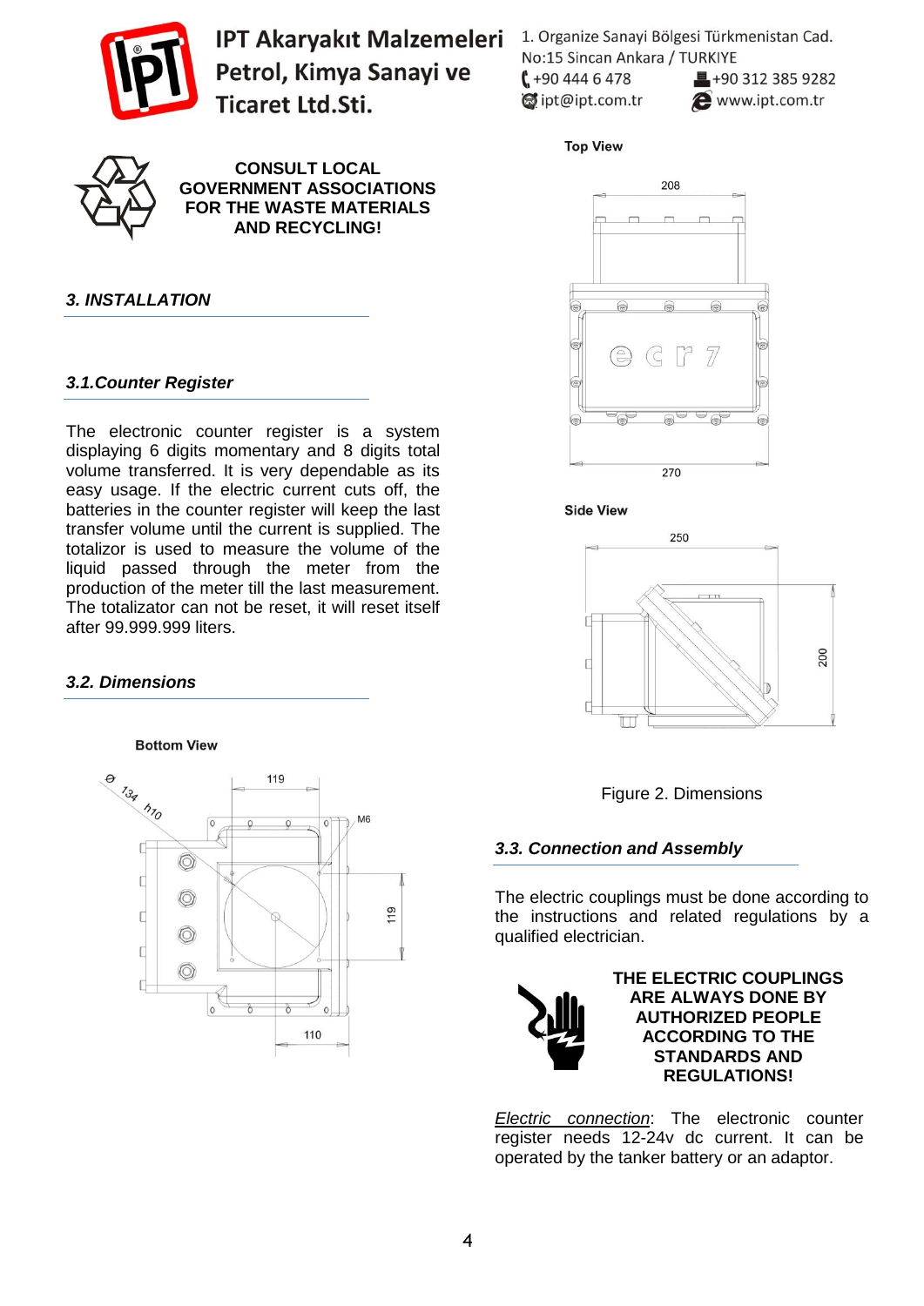**IPT Akaryakıt Malzemeleri Petrol, Kimya Sanayi ve Ticaret Ltd.Sti.**

1. Organize Sanayi Bölgesi Türkmenistan Cad. No:15 Sincan Ankara / TURKIYE
+90 444 6 478 +90 312 385 9282
ipt@ipt.com.tr www.ipt.com.tr

**CONSULT LOCAL GOVERNMENT ASSOCIATIONS FOR THE WASTE MATERIALS AND RECYCLING!**

### *3. INSTALLATION*

#### *3.1.Counter Register*

The electronic counter register is a system displaying 6 digits momentary and 8 digits total volume transferred. It is very dependable as its easy usage. If the electric current cuts off, the batteries in the counter register will keep the last transfer volume until the current is supplied. The totalizor is used to measure the volume of the liquid passed through the meter from the production of the meter till the last measurement. The totalizator can not be reset, it will reset itself after 99.999.999 liters.

#### *3.2. Dimensions*

Bottom View

Ø 134 h10, 119, M6, 119, 110

Top View

208, 270

Side View

250, 200

Figure 2. Dimensions

#### *3.3. Connection and Assembly*

The electric couplings must be done according to the instructions and related regulations by a qualified electrician.

**THE ELECTRIC COUPLINGS ARE ALWAYS DONE BY AUTHORIZED PEOPLE ACCORDING TO THE STANDARDS AND REGULATIONS!**

*Electric connection*: The electronic counter register needs 12-24v dc current. It can be operated by the tanker battery or an adaptor.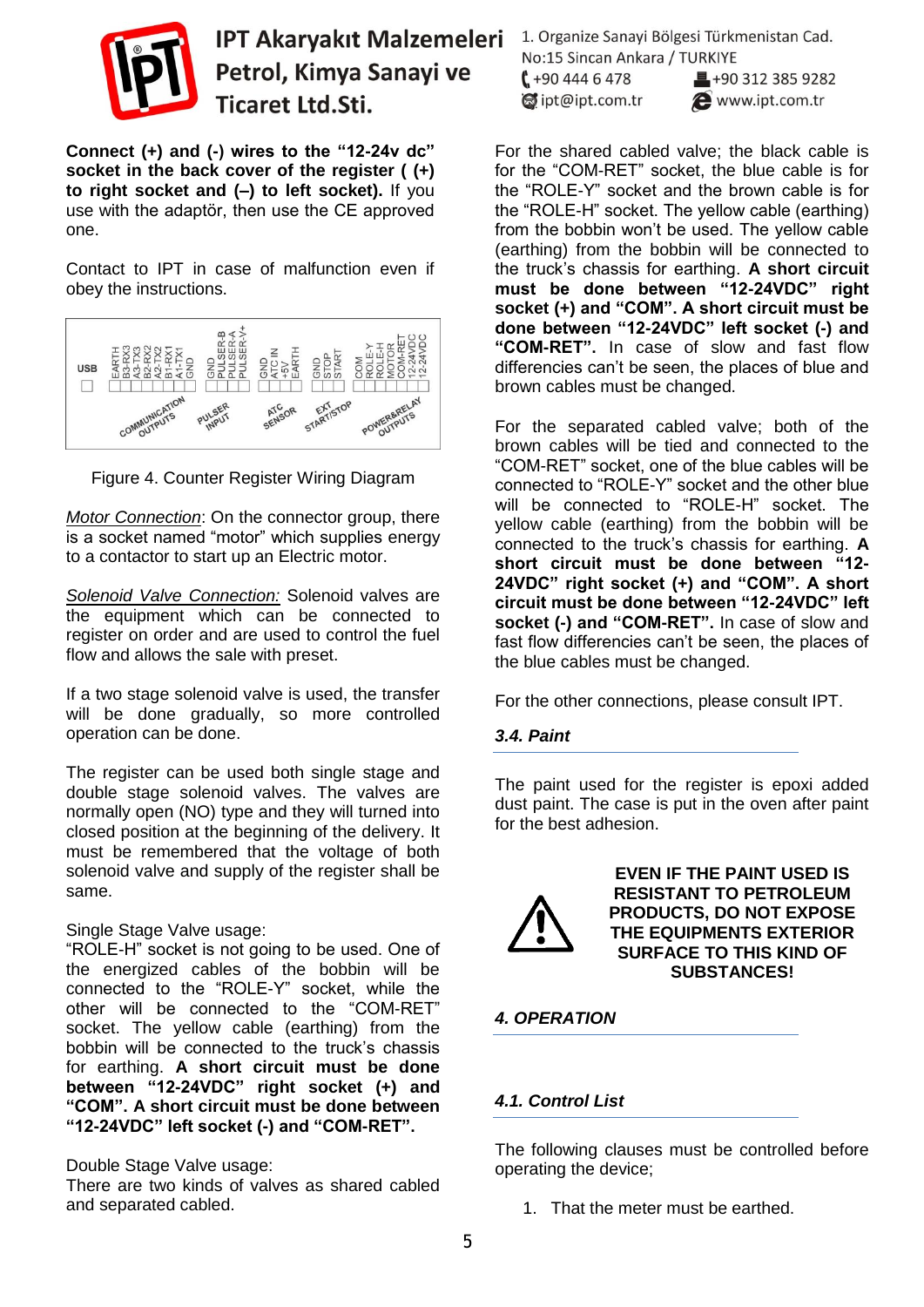**Connect (+) and (-) wires to the "12-24v dc" socket in the back cover of the register ( (+) to right socket and (–) to left socket).** If you use with the adaptör, then use the CE approved one.

Contact to IPT in case of malfunction even if obey the instructions.

Figure 4. Counter Register Wiring Diagram

*Motor Connection*: On the connector group, there is a socket named "motor" which supplies energy to a contactor to start up an Electric motor.

*Solenoid Valve Connection:* Solenoid valves are the equipment which can be connected to register on order and are used to control the fuel flow and allows the sale with preset.

If a two stage solenoid valve is used, the transfer will be done gradually, so more controlled operation can be done.

The register can be used both single stage and double stage solenoid valves. The valves are normally open (NO) type and they will turned into closed position at the beginning of the delivery. It must be remembered that the voltage of both solenoid valve and supply of the register shall be same.

Single Stage Valve usage:
"ROLE-H" socket is not going to be used. One of the energized cables of the bobbin will be connected to the "ROLE-Y" socket, while the other will be connected to the "COM-RET" socket. The yellow cable (earthing) from the bobbin will be connected to the truck's chassis for earthing. **A short circuit must be done between "12-24VDC" right socket (+) and "COM". A short circuit must be done between "12-24VDC" left socket (-) and "COM-RET".**

Double Stage Valve usage:
There are two kinds of valves as shared cabled and separated cabled.

For the shared cabled valve; the black cable is for the "COM-RET" socket, the blue cable is for the "ROLE-Y" socket and the brown cable is for the "ROLE-H" socket. The yellow cable (earthing) from the bobbin won't be used. The yellow cable (earthing) from the bobbin will be connected to the truck's chassis for earthing. **A short circuit must be done between "12-24VDC" right socket (+) and "COM". A short circuit must be done between "12-24VDC" left socket (-) and "COM-RET".** In case of slow and fast flow differencies can't be seen, the places of blue and brown cables must be changed.

For the separated cabled valve; both of the brown cables will be tied and connected to the "COM-RET" socket, one of the blue cables will be connected to "ROLE-Y" socket and the other blue will be connected to "ROLE-H" socket. The yellow cable (earthing) from the bobbin will be connected to the truck's chassis for earthing. **A short circuit must be done between "12-24VDC" right socket (+) and "COM". A short circuit must be done between "12-24VDC" left socket (-) and "COM-RET".** In case of slow and fast flow differencies can't be seen, the places of the blue cables must be changed.

For the other connections, please consult IPT.

### *3.4. Paint*

The paint used for the register is epoxi added dust paint. The case is put in the oven after paint for the best adhesion.

**EVEN IF THE PAINT USED IS RESISTANT TO PETROLEUM PRODUCTS, DO NOT EXPOSE THE EQUIPMENTS EXTERIOR SURFACE TO THIS KIND OF SUBSTANCES!**

## *4. OPERATION*

### *4.1. Control List*

The following clauses must be controlled before operating the device;

1. That the meter must be earthed.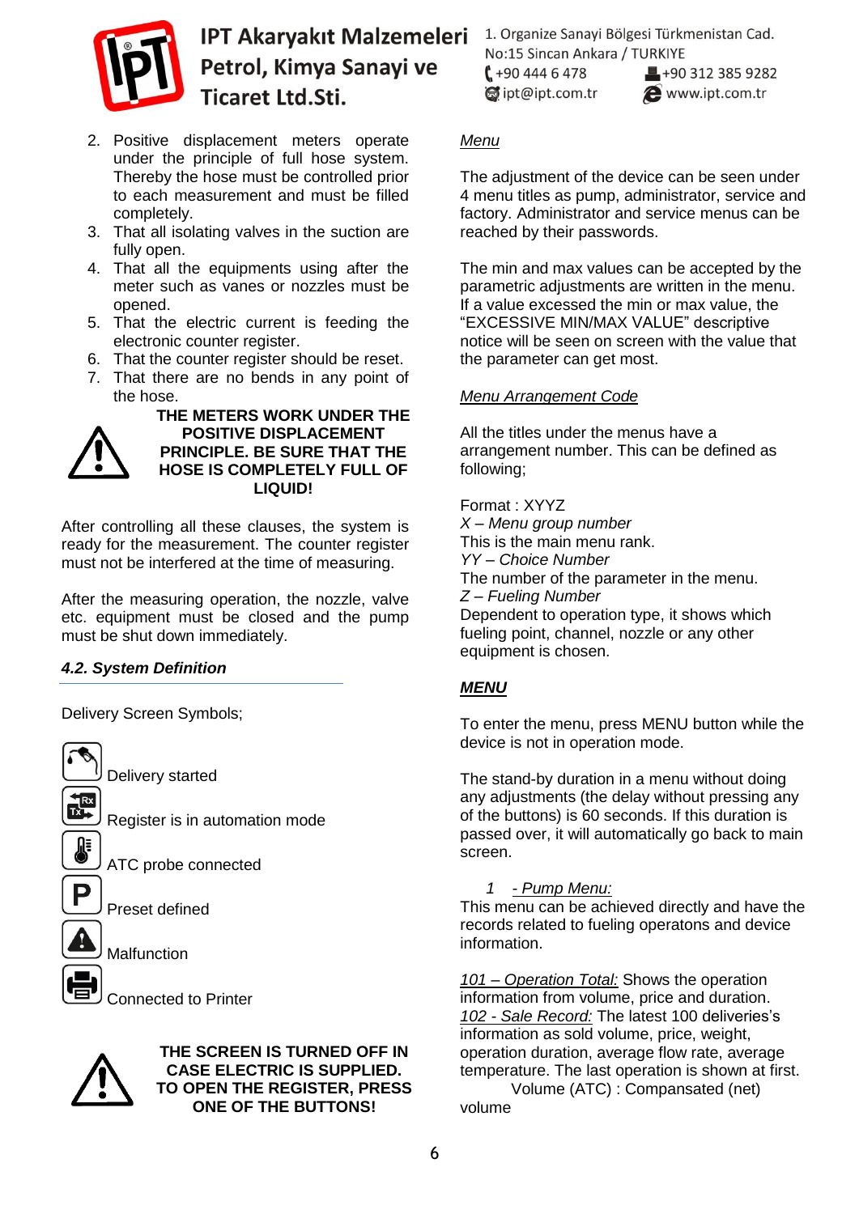2. Positive displacement meters operate under the principle of full hose system. Thereby the hose must be controlled prior to each measurement and must be filled completely.
3. That all isolating valves in the suction are fully open.
4. That all the equipments using after the meter such as vanes or nozzles must be opened.
5. That the electric current is feeding the electronic counter register.
6. That the counter register should be reset.
7. That there are no bends in any point of the hose.

**THE METERS WORK UNDER THE POSITIVE DISPLACEMENT PRINCIPLE. BE SURE THAT THE HOSE IS COMPLETELY FULL OF LIQUID!**

After controlling all these clauses, the system is ready for the measurement. The counter register must not be interfered at the time of measuring.

After the measuring operation, the nozzle, valve etc. equipment must be closed and the pump must be shut down immediately.

### *4.2. System Definition*

Delivery Screen Symbols;

Delivery started

Register is in automation mode

ATC probe connected

Preset defined

Malfunction

Connected to Printer

**THE SCREEN IS TURNED OFF IN CASE ELECTRIC IS SUPPLIED. TO OPEN THE REGISTER, PRESS ONE OF THE BUTTONS!**

*Menu*

The adjustment of the device can be seen under 4 menu titles as pump, administrator, service and factory. Administrator and service menus can be reached by their passwords.

The min and max values can be accepted by the parametric adjustments are written in the menu. If a value excessed the min or max value, the "EXCESSIVE MIN/MAX VALUE" descriptive notice will be seen on screen with the value that the parameter can get most.

*Menu Arrangement Code*

All the titles under the menus have a arrangement number. This can be defined as following;

Format : XYYZ
*X – Menu group number*
This is the main menu rank.
*YY – Choice Number*
The number of the parameter in the menu.
*Z – Fueling Number*
Dependent to operation type, it shows which fueling point, channel, nozzle or any other equipment is chosen.

***MENU***

To enter the menu, press MENU button while the device is not in operation mode.

The stand-by duration in a menu without doing any adjustments (the delay without pressing any of the buttons) is 60 seconds. If this duration is passed over, it will automatically go back to main screen.

*1 - Pump Menu:*
This menu can be achieved directly and have the records related to fueling operatons and device information.

*101 – Operation Total:* Shows the operation information from volume, price and duration.
*102 - Sale Record:* The latest 100 deliveries's information as sold volume, price, weight, operation duration, average flow rate, average temperature. The last operation is shown at first.
Volume (ATC) : Compansated (net) volume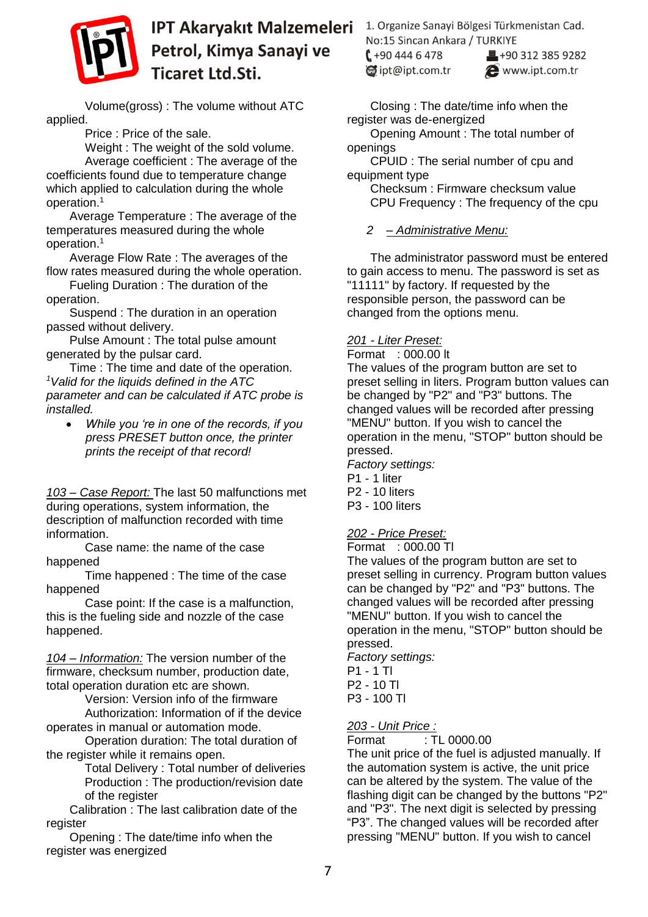Volume(gross) : The volume without ATC applied.

Price : Price of the sale.

Weight : The weight of the sold volume.

Average coefficient : The average of the coefficients found due to temperature change which applied to calculation during the whole operation.[1]

Average Temperature : The average of the temperatures measured during the whole operation.[1]

Average Flow Rate : The averages of the flow rates measured during the whole operation.

Fueling Duration : The duration of the operation.

Suspend : The duration in an operation passed without delivery.

Pulse Amount : The total pulse amount generated by the pulsar card.

Time : The time and date of the operation.

*[1]Valid for the liquids defined in the ATC parameter and can be calculated if ATC probe is installed.*

- *While you 're in one of the records, if you press PRESET button once, the printer prints the receipt of that record!*

<u>*103 – Case Report:*</u> The last 50 malfunctions met during operations, system information, the description of malfunction recorded with time information.

Case name: the name of the case happened

Time happened : The time of the case happened

Case point: If the case is a malfunction, this is the fueling side and nozzle of the case happened.

<u>*104 – Information:*</u> The version number of the firmware, checksum number, production date, total operation duration etc are shown.

Version: Version info of the firmware

Authorization: Information of if the device operates in manual or automation mode.

Operation duration: The total duration of the register while it remains open.

Total Delivery : Total number of deliveries

Production : The production/revision date of the register

Calibration : The last calibration date of the register

Opening : The date/time info when the register was energized

Closing : The date/time info when the register was de-energized

Opening Amount : The total number of openings

CPUID : The serial number of cpu and equipment type

Checksum : Firmware checksum value

CPU Frequency : The frequency of the cpu

*2 <u>– Administrative Menu:</u>*

The administrator password must be entered to gain access to menu. The password is set as "11111" by factory. If requested by the responsible person, the password can be changed from the options menu.

<u>*201 - Liter Preset:*</u>
Format : 000.00 lt
The values of the program button are set to preset selling in liters. Program button values can be changed by "P2" and "P3" buttons. The changed values will be recorded after pressing "MENU" button. If you wish to cancel the operation in the menu, "STOP" button should be pressed.
*Factory settings:*
P1 - 1 liter
P2 - 10 liters
P3 - 100 liters

<u>*202 - Price Preset:*</u>
Format : 000.00 Tl
The values of the program button are set to preset selling in currency. Program button values can be changed by "P2" and "P3" buttons. The changed values will be recorded after pressing "MENU" button. If you wish to cancel the operation in the menu, "STOP" button should be pressed.
*Factory settings:*
P1 - 1 Tl
P2 - 10 Tl
P3 - 100 Tl

<u>*203 - Unit Price :*</u>
Format : TL 0000.00
The unit price of the fuel is adjusted manually. If the automation system is active, the unit price can be altered by the system. The value of the flashing digit can be changed by the buttons "P2" and "P3". The next digit is selected by pressing "P3". The changed values will be recorded after pressing "MENU" button. If you wish to cancel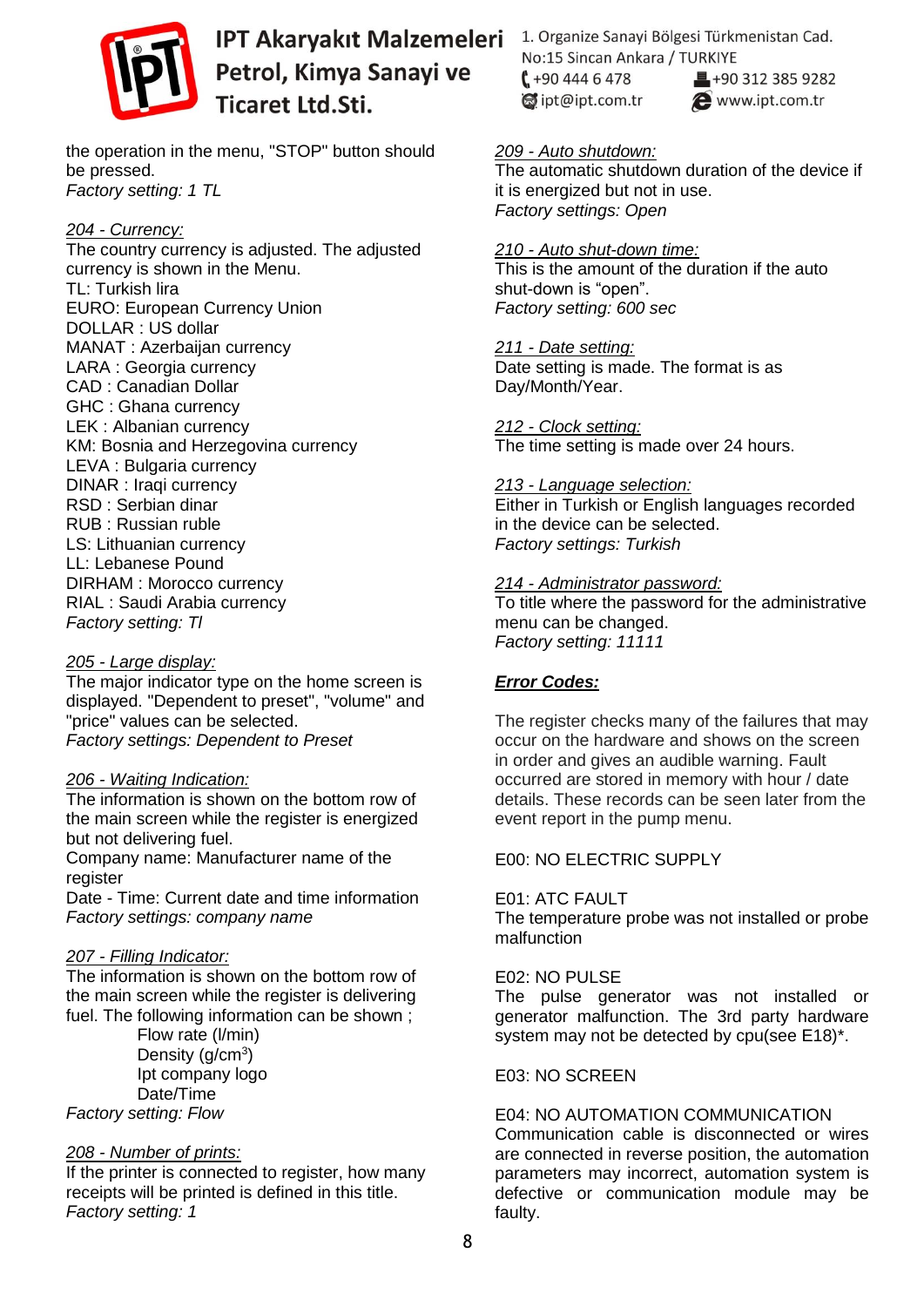the operation in the menu, "STOP" button should be pressed.
*Factory setting: 1 TL*

204 - Currency:
The country currency is adjusted. The adjusted currency is shown in the Menu.
TL: Turkish lira
EURO: European Currency Union
DOLLAR : US dollar
MANAT : Azerbaijan currency
LARA : Georgia currency
CAD : Canadian Dollar
GHC : Ghana currency
LEK : Albanian currency
KM: Bosnia and Herzegovina currency
LEVA : Bulgaria currency
DINAR : Iraqi currency
RSD : Serbian dinar
RUB : Russian ruble
LS: Lithuanian currency
LL: Lebanese Pound
DIRHAM : Morocco currency
RIAL : Saudi Arabia currency
*Factory setting: Tl*

205 - Large display:
The major indicator type on the home screen is displayed. "Dependent to preset", "volume" and "price" values can be selected.
*Factory settings: Dependent to Preset*

206 - Waiting Indication:
The information is shown on the bottom row of the main screen while the register is energized but not delivering fuel.
Company name: Manufacturer name of the register
Date - Time: Current date and time information
*Factory settings: company name*

207 - Filling Indicator:
The information is shown on the bottom row of the main screen while the register is delivering fuel. The following information can be shown ;
- Flow rate (l/min)
- Density (g/cm$^3$)
- Ipt company logo
- Date/Time

*Factory setting: Flow*

208 - Number of prints:
If the printer is connected to register, how many receipts will be printed is defined in this title.
*Factory setting: 1*

209 - Auto shutdown:
The automatic shutdown duration of the device if it is energized but not in use.
*Factory settings: Open*

210 - Auto shut-down time:
This is the amount of the duration if the auto shut-down is "open".
*Factory setting: 600 sec*

211 - Date setting:
Date setting is made. The format is as Day/Month/Year.

212 - Clock setting:
The time setting is made over 24 hours.

213 - Language selection:
Either in Turkish or English languages recorded in the device can be selected.
*Factory settings: Turkish*

214 - Administrator password:
To title where the password for the administrative menu can be changed.
*Factory setting: 11111*

## Error Codes:

The register checks many of the failures that may occur on the hardware and shows on the screen in order and gives an audible warning. Fault occurred are stored in memory with hour / date details. These records can be seen later from the event report in the pump menu.

E00: NO ELECTRIC SUPPLY

E01: ATC FAULT
The temperature probe was not installed or probe malfunction

E02: NO PULSE
The pulse generator was not installed or generator malfunction. The 3rd party hardware system may not be detected by cpu(see E18)*.

E03: NO SCREEN

E04: NO AUTOMATION COMMUNICATION
Communication cable is disconnected or wires are connected in reverse position, the automation parameters may incorrect, automation system is defective or communication module may be faulty.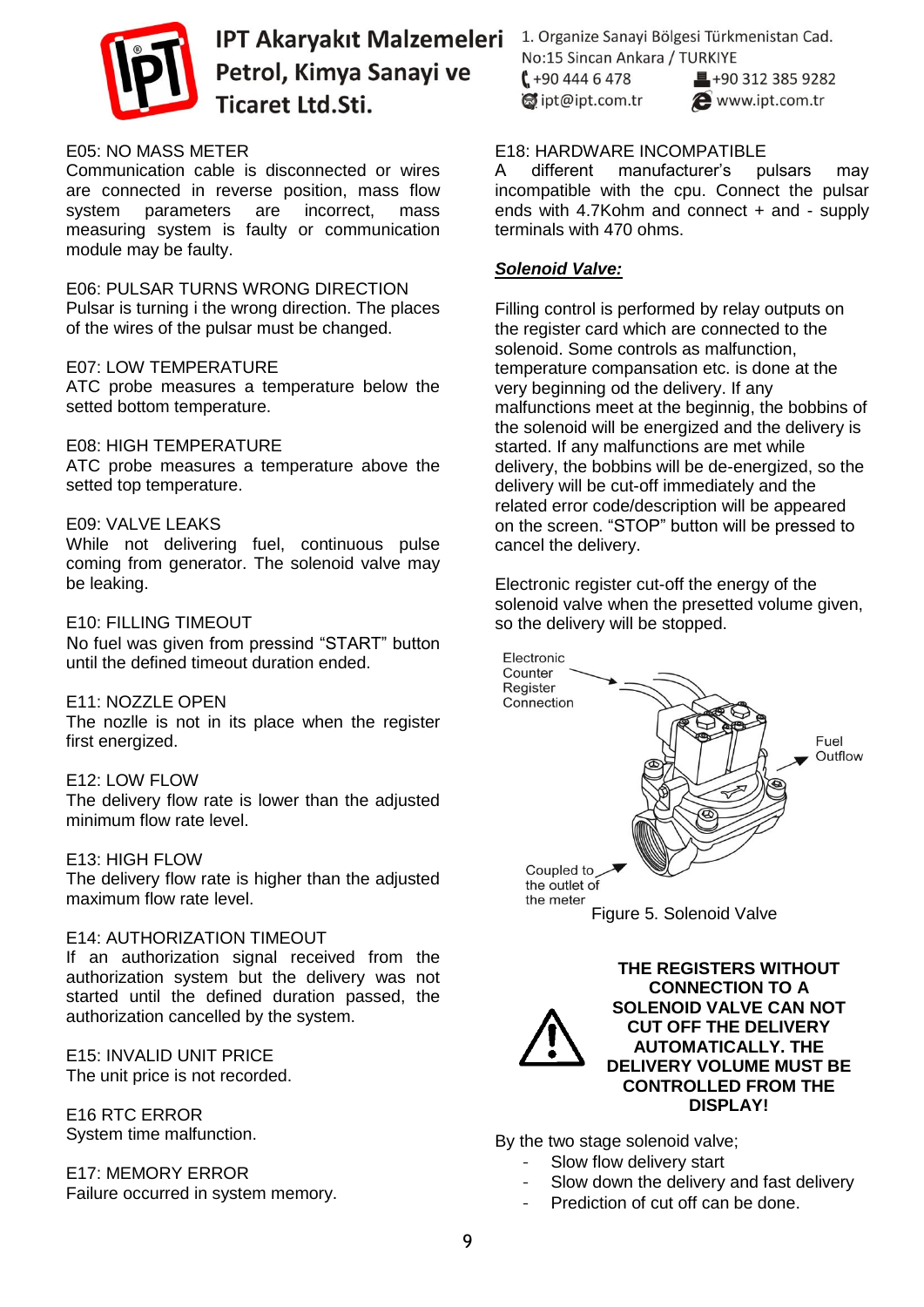E05: NO MASS METER
Communication cable is disconnected or wires are connected in reverse position, mass flow system parameters are incorrect, mass measuring system is faulty or communication module may be faulty.

E06: PULSAR TURNS WRONG DIRECTION
Pulsar is turning i the wrong direction. The places of the wires of the pulsar must be changed.

E07: LOW TEMPERATURE
ATC probe measures a temperature below the setted bottom temperature.

E08: HIGH TEMPERATURE
ATC probe measures a temperature above the setted top temperature.

E09: VALVE LEAKS
While not delivering fuel, continuous pulse coming from generator. The solenoid valve may be leaking.

E10: FILLING TIMEOUT
No fuel was given from pressind “START” button until the defined timeout duration ended.

E11: NOZZLE OPEN
The nozlle is not in its place when the register first energized.

E12: LOW FLOW
The delivery flow rate is lower than the adjusted minimum flow rate level.

E13: HIGH FLOW
The delivery flow rate is higher than the adjusted maximum flow rate level.

E14: AUTHORIZATION TIMEOUT
If an authorization signal received from the authorization system but the delivery was not started until the defined duration passed, the authorization cancelled by the system.

E15: INVALID UNIT PRICE
The unit price is not recorded.

E16 RTC ERROR
System time malfunction.

E17: MEMORY ERROR
Failure occurred in system memory.

E18: HARDWARE INCOMPATIBLE
A different manufacturer’s pulsars may incompatible with the cpu. Connect the pulsar ends with 4.7Kohm and connect + and - supply terminals with 470 ohms.

***Solenoid Valve:***

Filling control is performed by relay outputs on the register card which are connected to the solenoid. Some controls as malfunction, temperature compansation etc. is done at the very beginning od the delivery. If any malfunctions meet at the beginnig, the bobbins of the solenoid will be energized and the delivery is started. If any malfunctions are met while delivery, the bobbins will be de-energized, so the delivery will be cut-off immediately and the related error code/description will be appeared on the screen. “STOP” button will be pressed to cancel the delivery.

Electronic register cut-off the energy of the solenoid valve when the presetted volume given, so the delivery will be stopped.

Electronic Counter Register Connection

Fuel Outflow

Coupled to the outlet of the meter

Figure 5. Solenoid Valve

**THE REGISTERS WITHOUT CONNECTION TO A SOLENOID VALVE CAN NOT CUT OFF THE DELIVERY AUTOMATICALLY. THE DELIVERY VOLUME MUST BE CONTROLLED FROM THE DISPLAY!**

By the two stage solenoid valve;

- Slow flow delivery start
- Slow down the delivery and fast delivery
- Prediction of cut off can be done.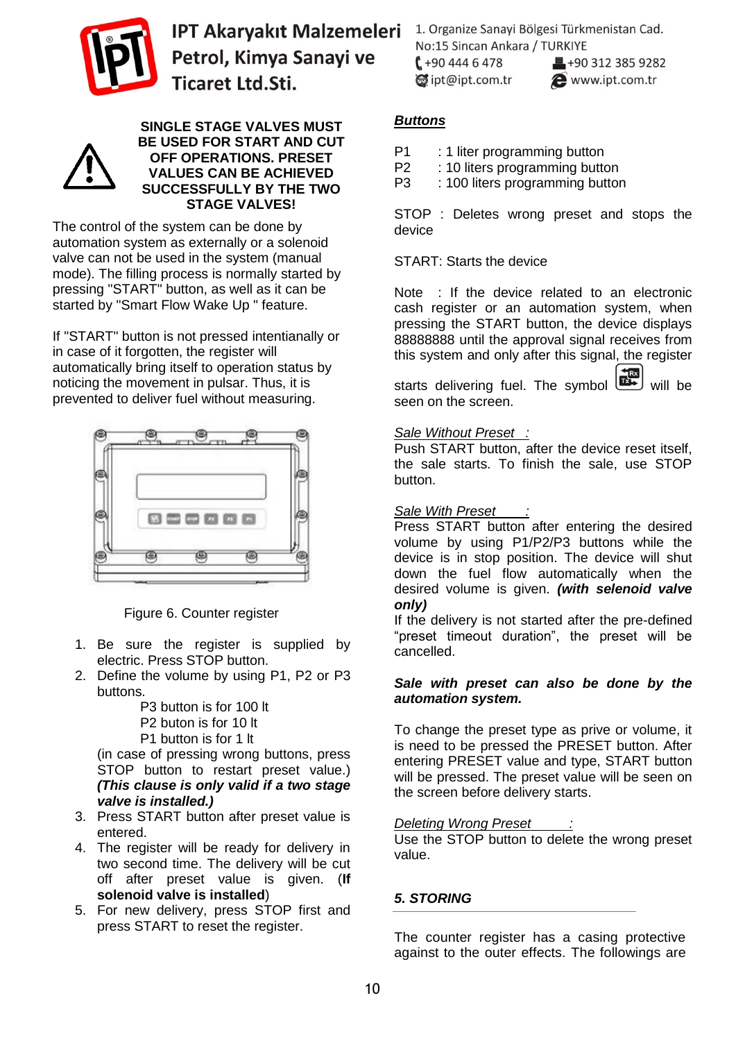**SINGLE STAGE VALVES MUST BE USED FOR START AND CUT OFF OPERATIONS. PRESET VALUES CAN BE ACHIEVED SUCCESSFULLY BY THE TWO STAGE VALVES!**

The control of the system can be done by automation system as externally or a solenoid valve can not be used in the system (manual mode). The filling process is normally started by pressing "START" button, as well as it can be started by "Smart Flow Wake Up " feature.

If "START" button is not pressed intentionally or in case of it forgotten, the register will automatically bring itself to operation status by noticing the movement in pulsar. Thus, it is prevented to deliver fuel without measuring.

Figure 6. Counter register

1. Be sure the register is supplied by electric. Press STOP button.
2. Define the volume by using P1, P2 or P3 buttons.

   P3 button is for 100 lt
   P2 buton is for 10 lt
   P1 button is for 1 lt

   (in case of pressing wrong buttons, press STOP button to restart preset value.) ***(This clause is only valid if a two stage valve is installed.)***
3. Press START button after preset value is entered.
4. The register will be ready for delivery in two second time. The delivery will be cut off after preset value is given. (**If solenoid valve is installed**)
5. For new delivery, press STOP first and press START to reset the register.

***Buttons***

P1 : 1 liter programming button
P2 : 10 liters programming button
P3 : 100 liters programming button

STOP : Deletes wrong preset and stops the device

START: Starts the device

Note : If the device related to an electronic cash register or an automation system, when pressing the START button, the device displays 88888888 until the approval signal receives from this system and only after this signal, the register starts delivering fuel. The symbol [Rx/Tx] will be seen on the screen.

*Sale Without Preset :*
Push START button, after the device reset itself, the sale starts. To finish the sale, use STOP button.

*Sale With Preset :*
Press START button after entering the desired volume by using P1/P2/P3 buttons while the device is in stop position. The device will shut down the fuel flow automatically when the desired volume is given. ***(with selenoid valve only)***
If the delivery is not started after the pre-defined “preset timeout duration”, the preset will be cancelled.

***Sale with preset can also be done by the automation system.***

To change the preset type as prive or volume, it is need to be pressed the PRESET button. After entering PRESET value and type, START button will be pressed. The preset value will be seen on the screen before delivery starts.

*Deleting Wrong Preset :*
Use the STOP button to delete the wrong preset value.

### *5. STORING*

The counter register has a casing protective against to the outer effects. The followings are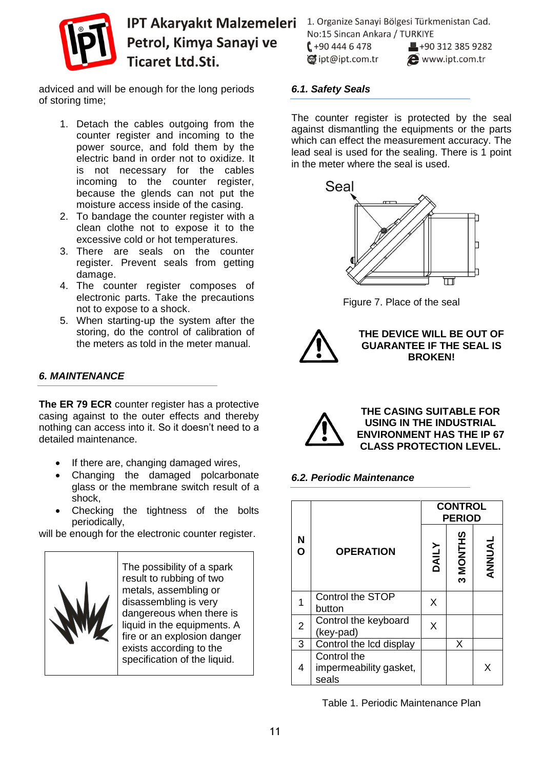adviced and will be enough for the long periods of storing time;

1. Detach the cables outgoing from the counter register and incoming to the power source, and fold them by the electric band in order not to oxidize. It is not necessary for the cables incoming to the counter register, because the glends can not put the moisture access inside of the casing.
2. To bandage the counter register with a clean clothe not to expose it to the excessive cold or hot temperatures.
3. There are seals on the counter register. Prevent seals from getting damage.
4. The counter register composes of electronic parts. Take the precautions not to expose to a shock.
5. When starting-up the system after the storing, do the control of calibration of the meters as told in the meter manual.

## *6. MAINTENANCE*

**The ER 79 ECR** counter register has a protective casing against to the outer effects and thereby nothing can access into it. So it doesn't need to a detailed maintenance.

- If there are, changing damaged wires,
- Changing the damaged polcarbonate glass or the membrane switch result of a shock,
- Checking the tightness of the bolts periodically,

will be enough for the electronic counter register.

| | |
|---|---|
| | The possibility of a spark result to rubbing of two metals, assembling or disassembling is very dangereous when there is liquid in the equipments. A fire or an explosion danger exists according to the specification of the liquid. |

### *6.1. Safety Seals*

The counter register is protected by the seal against dismantling the equipments or the parts which can effect the measurement accuracy. The lead seal is used for the sealing. There is 1 point in the meter where the seal is used.

Seal

Figure 7. Place of the seal

**THE DEVICE WILL BE OUT OF GUARANTEE IF THE SEAL IS BROKEN!**

**THE CASING SUITABLE FOR USING IN THE INDUSTRIAL ENVIRONMENT HAS THE IP 67 CLASS PROTECTION LEVEL.**

### *6.2. Periodic Maintenance*

| NO | OPERATION | CONTROL PERIOD | | |
|---|---|---|---|---|
| | | DAILY | 3 MONTHS | ANNUAL |
| 1 | Control the STOP button | X | | |
| 2 | Control the keyboard (key-pad) | X | | |
| 3 | Control the lcd display | | X | |
| 4 | Control the impermeability gasket, seals | | | X |

Table 1. Periodic Maintenance Plan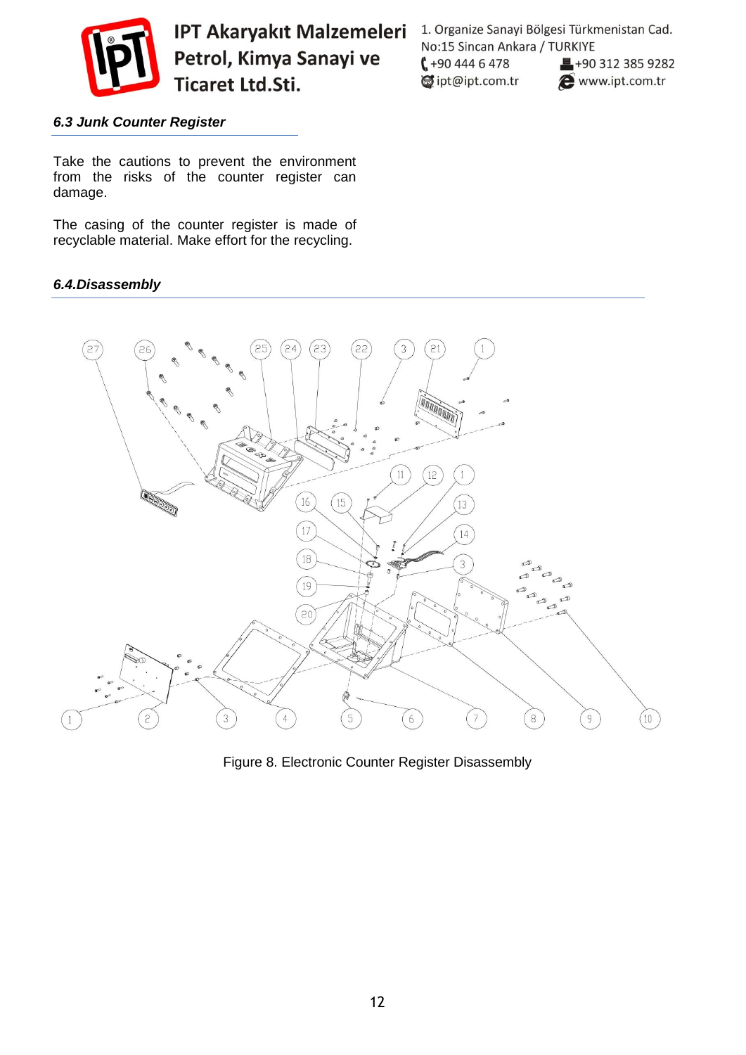### *6.3 Junk Counter Register*

Take the cautions to prevent the environment from the risks of the counter register can damage.

The casing of the counter register is made of recyclable material. Make effort for the recycling.

### *6.4.Disassembly*

Figure 8. Electronic Counter Register Disassembly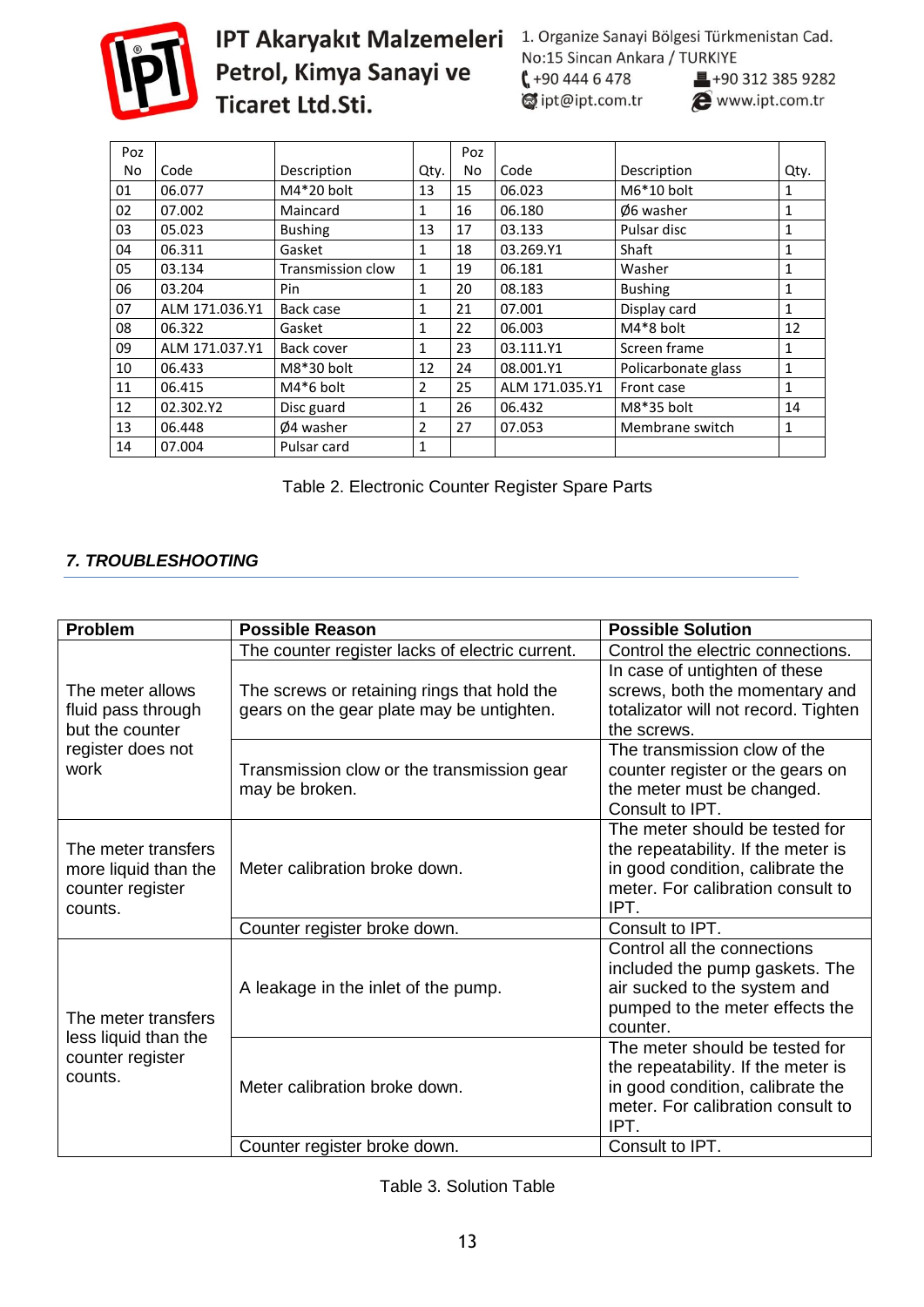| Poz No | Code | Description | Qty. | Poz No | Code | Description | Qty. |
|---|---|---|---|---|---|---|---|
| 01 | 06.077 | M4*20 bolt | 13 | 15 | 06.023 | M6*10 bolt | 1 |
| 02 | 07.002 | Maincard | 1 | 16 | 06.180 | Ø6 washer | 1 |
| 03 | 05.023 | Bushing | 13 | 17 | 03.133 | Pulsar disc | 1 |
| 04 | 06.311 | Gasket | 1 | 18 | 03.269.Y1 | Shaft | 1 |
| 05 | 03.134 | Transmission clow | 1 | 19 | 06.181 | Washer | 1 |
| 06 | 03.204 | Pin | 1 | 20 | 08.183 | Bushing | 1 |
| 07 | ALM 171.036.Y1 | Back case | 1 | 21 | 07.001 | Display card | 1 |
| 08 | 06.322 | Gasket | 1 | 22 | 06.003 | M4*8 bolt | 12 |
| 09 | ALM 171.037.Y1 | Back cover | 1 | 23 | 03.111.Y1 | Screen frame | 1 |
| 10 | 06.433 | M8*30 bolt | 12 | 24 | 08.001.Y1 | Policarbonate glass | 1 |
| 11 | 06.415 | M4*6 bolt | 2 | 25 | ALM 171.035.Y1 | Front case | 1 |
| 12 | 02.302.Y2 | Disc guard | 1 | 26 | 06.432 | M8*35 bolt | 14 |
| 13 | 06.448 | Ø4 washer | 2 | 27 | 07.053 | Membrane switch | 1 |
| 14 | 07.004 | Pulsar card | 1 | | | | |

Table 2. Electronic Counter Register Spare Parts

## *7. TROUBLESHOOTING*

| Problem | Possible Reason | Possible Solution |
|---|---|---|
| The meter allows fluid pass through but the counter register does not work | The counter register lacks of electric current. | Control the electric connections. |
| | The screws or retaining rings that hold the gears on the gear plate may be untighten. | In case of untighten of these screws, both the momentary and totalizator will not record. Tighten the screws. |
| | Transmission clow or the transmission gear may be broken. | The transmission clow of the counter register or the gears on the meter must be changed. Consult to IPT. |
| The meter transfers more liquid than the counter register counts. | Meter calibration broke down. | The meter should be tested for the repeatability. If the meter is in good condition, calibrate the meter. For calibration consult to IPT. |
| | Counter register broke down. | Consult to IPT. |
| The meter transfers less liquid than the counter register counts. | A leakage in the inlet of the pump. | Control all the connections included the pump gaskets. The air sucked to the system and pumped to the meter effects the counter. |
| | Meter calibration broke down. | The meter should be tested for the repeatability. If the meter is in good condition, calibrate the meter. For calibration consult to IPT. |
| | Counter register broke down. | Consult to IPT. |

Table 3. Solution Table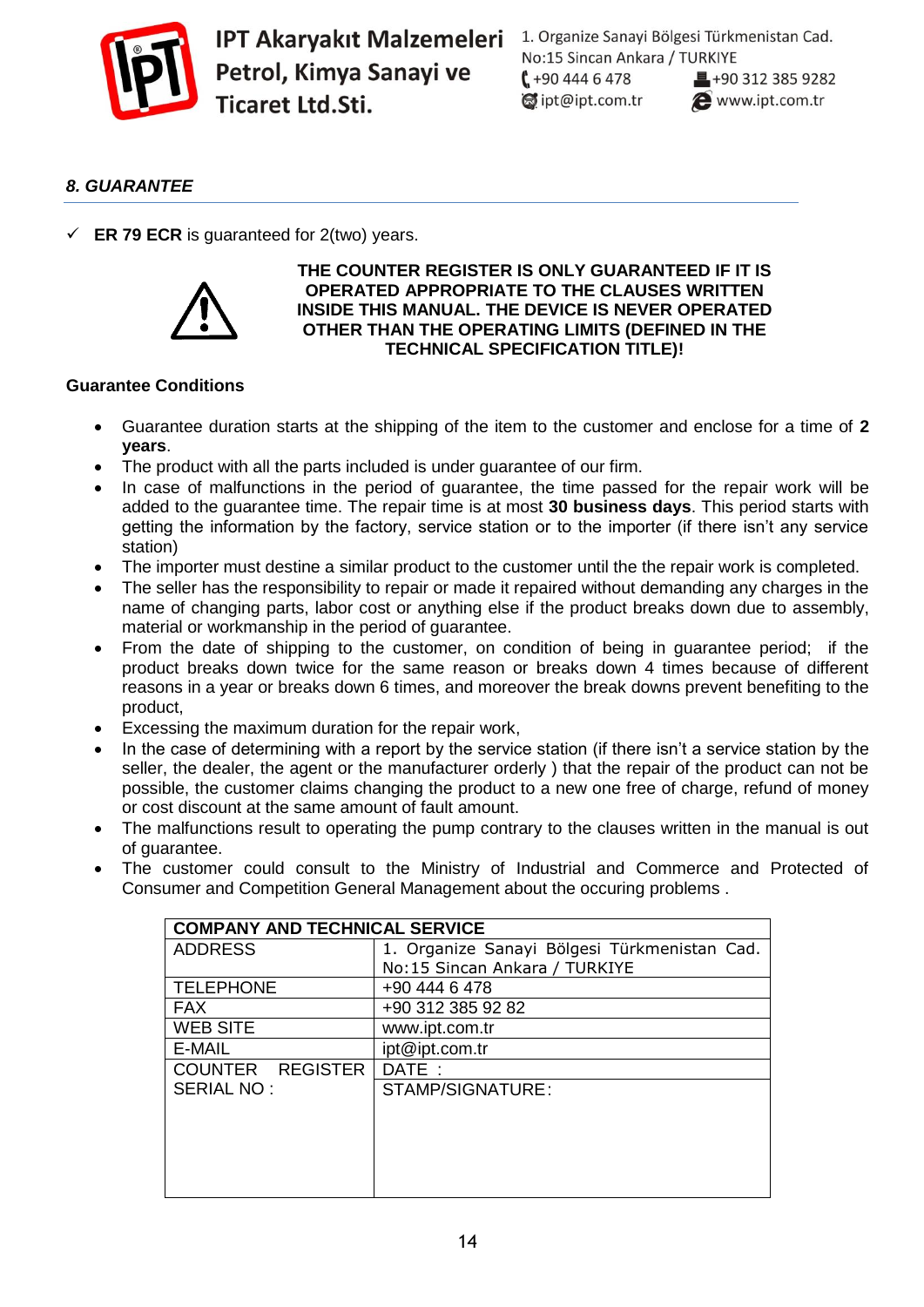## *8. GUARANTEE*

- ✓ **ER 79 ECR** is guaranteed for 2(two) years.

⚠ **THE COUNTER REGISTER IS ONLY GUARANTEED IF IT IS OPERATED APPROPRIATE TO THE CLAUSES WRITTEN INSIDE THIS MANUAL. THE DEVICE IS NEVER OPERATED OTHER THAN THE OPERATING LIMITS (DEFINED IN THE TECHNICAL SPECIFICATION TITLE)!**

**Guarantee Conditions**

- Guarantee duration starts at the shipping of the item to the customer and enclose for a time of **2 years**.
- The product with all the parts included is under guarantee of our firm.
- In case of malfunctions in the period of guarantee, the time passed for the repair work will be added to the guarantee time. The repair time is at most **30 business days**. This period starts with getting the information by the factory, service station or to the importer (if there isn't any service station)
- The importer must destine a similar product to the customer until the the repair work is completed.
- The seller has the responsibility to repair or made it repaired without demanding any charges in the name of changing parts, labor cost or anything else if the product breaks down due to assembly, material or workmanship in the period of guarantee.
- From the date of shipping to the customer, on condition of being in guarantee period; if the product breaks down twice for the same reason or breaks down 4 times because of different reasons in a year or breaks down 6 times, and moreover the break downs prevent benefiting to the product,
- Excessing the maximum duration for the repair work,
- In the case of determining with a report by the service station (if there isn't a service station by the seller, the dealer, the agent or the manufacturer orderly ) that the repair of the product can not be possible, the customer claims changing the product to a new one free of charge, refund of money or cost discount at the same amount of fault amount.
- The malfunctions result to operating the pump contrary to the clauses written in the manual is out of guarantee.
- The customer could consult to the Ministry of Industrial and Commerce and Protected of Consumer and Competition General Management about the occuring problems .

| COMPANY AND TECHNICAL SERVICE | |
|---|---|
| ADDRESS | 1. Organize Sanayi Bölgesi Türkmenistan Cad. No:15 Sincan Ankara / TURKIYE |
| TELEPHONE | +90 444 6 478 |
| FAX | +90 312 385 92 82 |
| WEB SITE | www.ipt.com.tr |
| E-MAIL | ipt@ipt.com.tr |
| COUNTER REGISTER SERIAL NO : | DATE : |
| | STAMP/SIGNATURE: |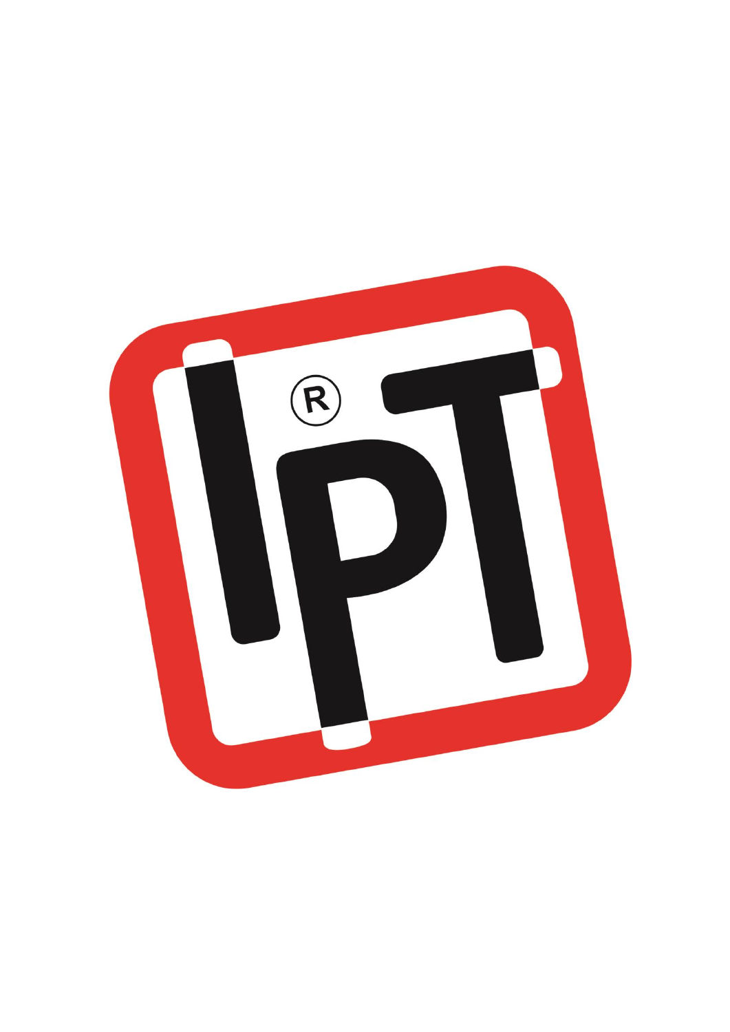IPT®